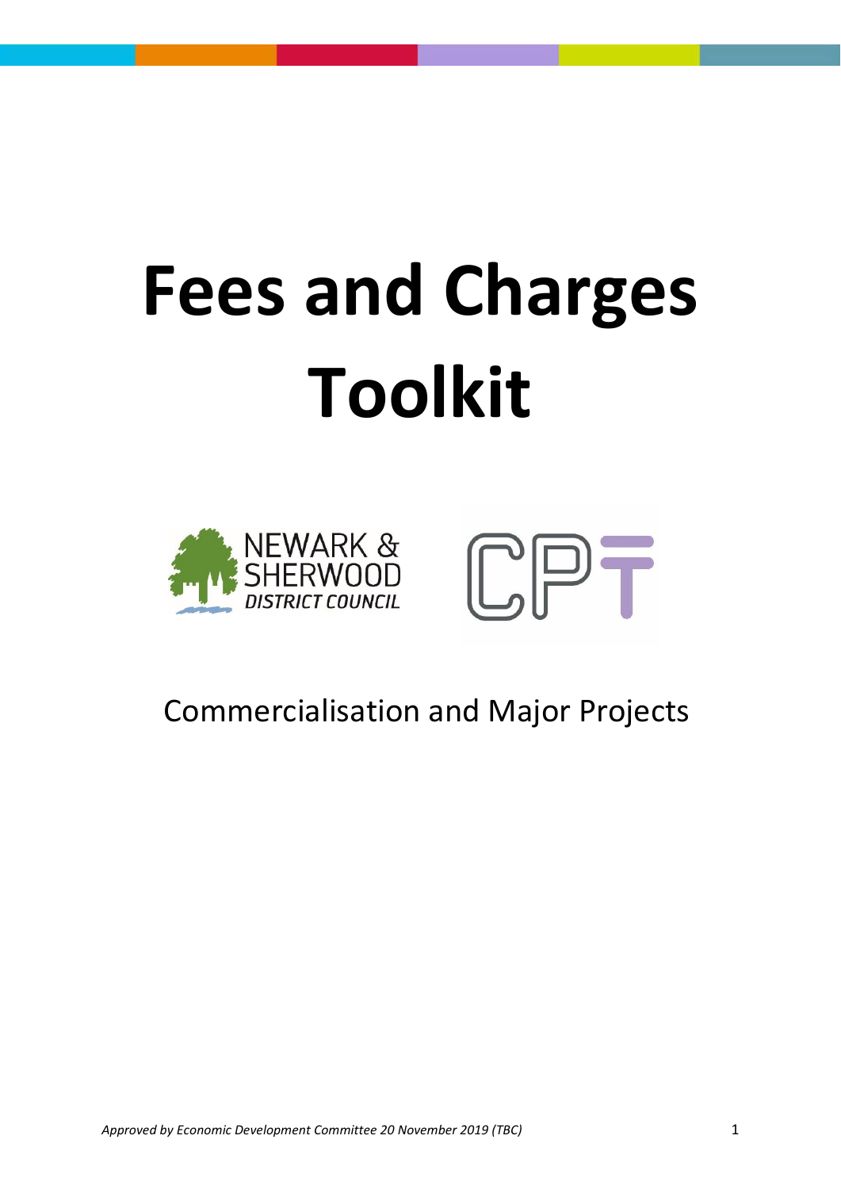# Fees and Charges Toolkit

Commercialisation and Major Projects

*Approved by Economic Development Committee 20 November 2019 (TBC)*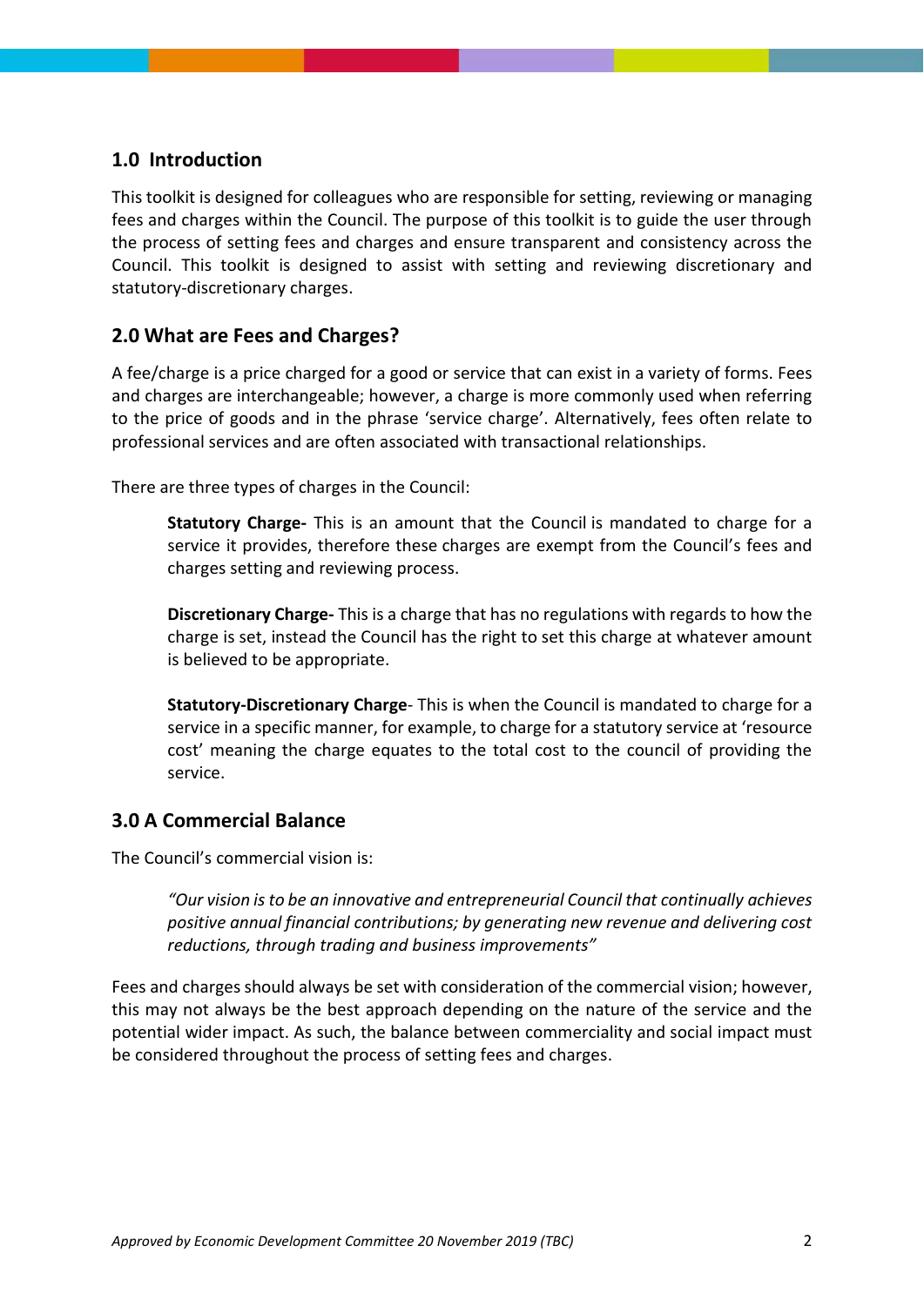## 1.0 Introduction

This toolkit is designed for colleagues who are responsible for setting, reviewing or managing fees and charges within the Council. The purpose of this toolkit is to guide the user through the process of setting fees and charges and ensure transparent and consistency across the Council. This toolkit is designed to assist with setting and reviewing discretionary and statutory-discretionary charges.

## 2.0 What are Fees and Charges?

A fee/charge is a price charged for a good or service that can exist in a variety of forms. Fees and charges are interchangeable; however, a charge is more commonly used when referring to the price of goods and in the phrase 'service charge'. Alternatively, fees often relate to professional services and are often associated with transactional relationships.

There are three types of charges in the Council:

> **Statutory Charge-** This is an amount that the Council is mandated to charge for a service it provides, therefore these charges are exempt from the Council's fees and charges setting and reviewing process.
>
> **Discretionary Charge-** This is a charge that has no regulations with regards to how the charge is set, instead the Council has the right to set this charge at whatever amount is believed to be appropriate.
>
> **Statutory-Discretionary Charge**- This is when the Council is mandated to charge for a service in a specific manner, for example, to charge for a statutory service at 'resource cost' meaning the charge equates to the total cost to the council of providing the service.

## 3.0 A Commercial Balance

The Council's commercial vision is:

> *"Our vision is to be an innovative and entrepreneurial Council that continually achieves positive annual financial contributions; by generating new revenue and delivering cost reductions, through trading and business improvements"*

Fees and charges should always be set with consideration of the commercial vision; however, this may not always be the best approach depending on the nature of the service and the potential wider impact. As such, the balance between commerciality and social impact must be considered throughout the process of setting fees and charges.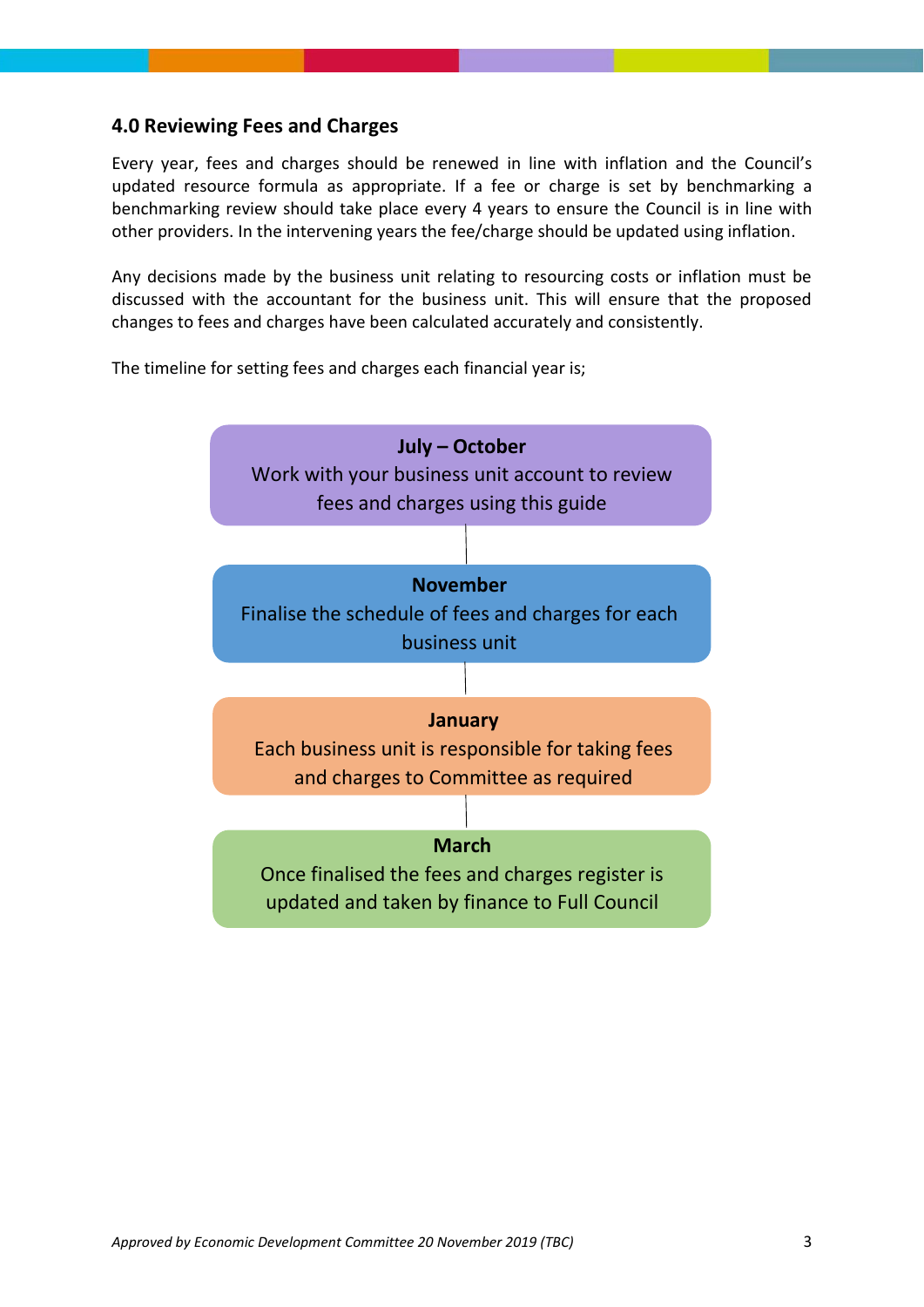## 4.0 Reviewing Fees and Charges

Every year, fees and charges should be renewed in line with inflation and the Council's updated resource formula as appropriate. If a fee or charge is set by benchmarking a benchmarking review should take place every 4 years to ensure the Council is in line with other providers. In the intervening years the fee/charge should be updated using inflation.

Any decisions made by the business unit relating to resourcing costs or inflation must be discussed with the accountant for the business unit. This will ensure that the proposed changes to fees and charges have been calculated accurately and consistently.

The timeline for setting fees and charges each financial year is;

**July – October**
Work with your business unit account to review fees and charges using this guide

**November**
Finalise the schedule of fees and charges for each business unit

**January**
Each business unit is responsible for taking fees and charges to Committee as required

**March**
Once finalised the fees and charges register is updated and taken by finance to Full Council

*Approved by Economic Development Committee 20 November 2019 (TBC)*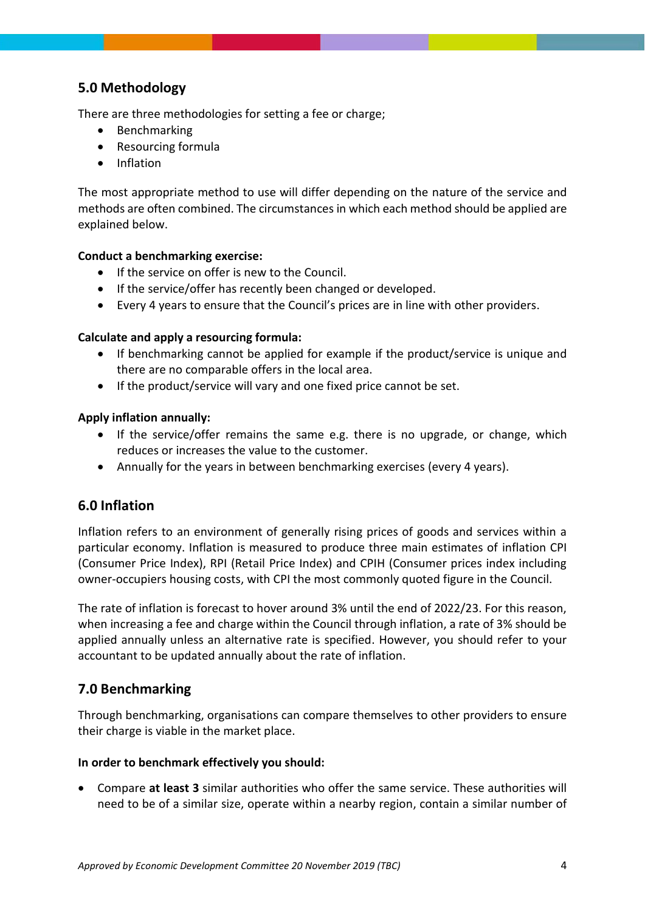## 5.0 Methodology

There are three methodologies for setting a fee or charge;

- Benchmarking
- Resourcing formula
- Inflation

The most appropriate method to use will differ depending on the nature of the service and methods are often combined. The circumstances in which each method should be applied are explained below.

**Conduct a benchmarking exercise:**

- If the service on offer is new to the Council.
- If the service/offer has recently been changed or developed.
- Every 4 years to ensure that the Council's prices are in line with other providers.

**Calculate and apply a resourcing formula:**

- If benchmarking cannot be applied for example if the product/service is unique and there are no comparable offers in the local area.
- If the product/service will vary and one fixed price cannot be set.

**Apply inflation annually:**

- If the service/offer remains the same e.g. there is no upgrade, or change, which reduces or increases the value to the customer.
- Annually for the years in between benchmarking exercises (every 4 years).

## 6.0 Inflation

Inflation refers to an environment of generally rising prices of goods and services within a particular economy. Inflation is measured to produce three main estimates of inflation CPI (Consumer Price Index), RPI (Retail Price Index) and CPIH (Consumer prices index including owner-occupiers housing costs, with CPI the most commonly quoted figure in the Council.

The rate of inflation is forecast to hover around 3% until the end of 2022/23. For this reason, when increasing a fee and charge within the Council through inflation, a rate of 3% should be applied annually unless an alternative rate is specified. However, you should refer to your accountant to be updated annually about the rate of inflation.

## 7.0 Benchmarking

Through benchmarking, organisations can compare themselves to other providers to ensure their charge is viable in the market place.

**In order to benchmark effectively you should:**

- Compare **at least 3** similar authorities who offer the same service. These authorities will need to be of a similar size, operate within a nearby region, contain a similar number of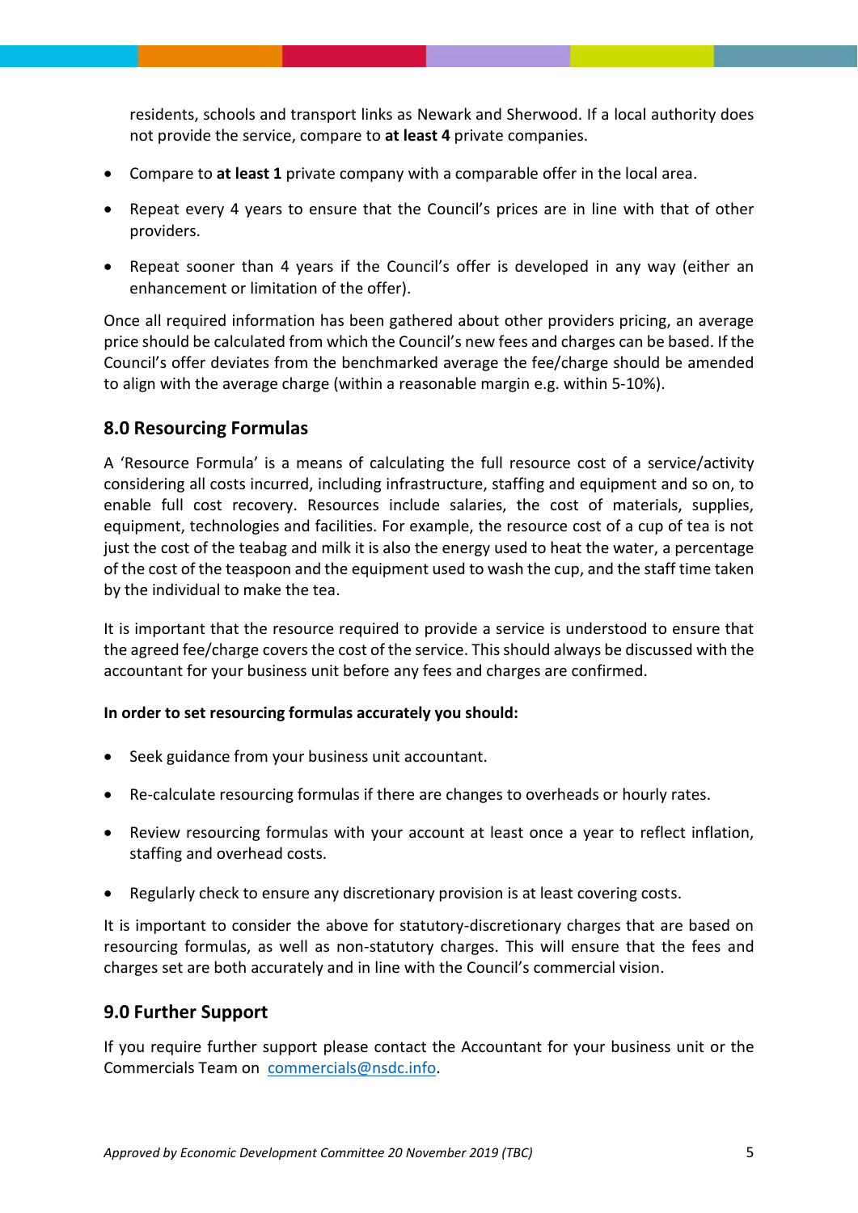residents, schools and transport links as Newark and Sherwood. If a local authority does not provide the service, compare to **at least 4** private companies.

- Compare to **at least 1** private company with a comparable offer in the local area.
- Repeat every 4 years to ensure that the Council's prices are in line with that of other providers.
- Repeat sooner than 4 years if the Council's offer is developed in any way (either an enhancement or limitation of the offer).

Once all required information has been gathered about other providers pricing, an average price should be calculated from which the Council's new fees and charges can be based. If the Council's offer deviates from the benchmarked average the fee/charge should be amended to align with the average charge (within a reasonable margin e.g. within 5-10%).

## 8.0 Resourcing Formulas

A 'Resource Formula' is a means of calculating the full resource cost of a service/activity considering all costs incurred, including infrastructure, staffing and equipment and so on, to enable full cost recovery. Resources include salaries, the cost of materials, supplies, equipment, technologies and facilities. For example, the resource cost of a cup of tea is not just the cost of the teabag and milk it is also the energy used to heat the water, a percentage of the cost of the teaspoon and the equipment used to wash the cup, and the staff time taken by the individual to make the tea.

It is important that the resource required to provide a service is understood to ensure that the agreed fee/charge covers the cost of the service. This should always be discussed with the accountant for your business unit before any fees and charges are confirmed.

**In order to set resourcing formulas accurately you should:**

- Seek guidance from your business unit accountant.
- Re-calculate resourcing formulas if there are changes to overheads or hourly rates.
- Review resourcing formulas with your account at least once a year to reflect inflation, staffing and overhead costs.
- Regularly check to ensure any discretionary provision is at least covering costs.

It is important to consider the above for statutory-discretionary charges that are based on resourcing formulas, as well as non-statutory charges. This will ensure that the fees and charges set are both accurately and in line with the Council's commercial vision.

## 9.0 Further Support

If you require further support please contact the Accountant for your business unit or the Commercials Team on commercials@nsdc.info.

*Approved by Economic Development Committee 20 November 2019 (TBC)*